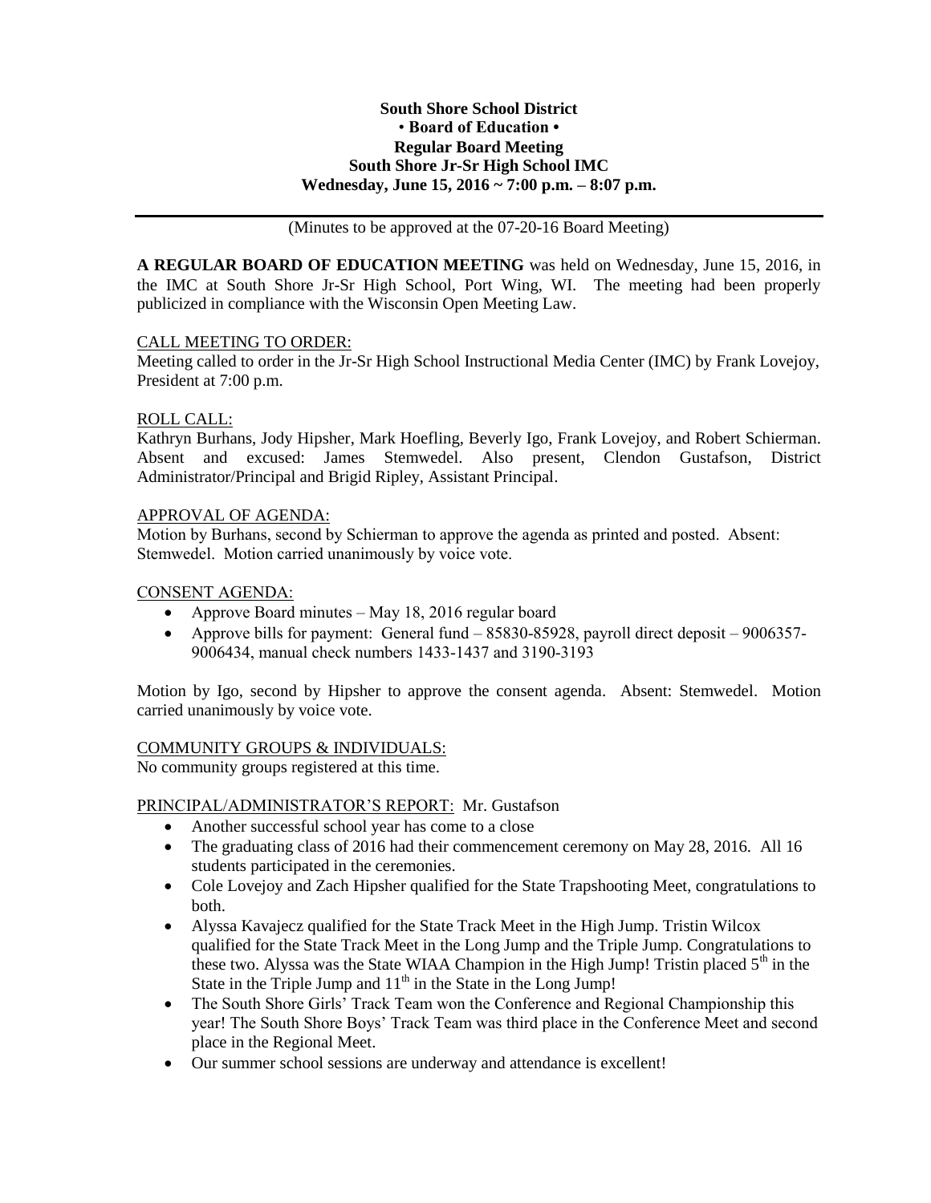**South Shore School District**
**• Board of Education •**
**Regular Board Meeting**
**South Shore Jr-Sr High School IMC**
**Wednesday, June 15, 2016 ~ 7:00 p.m. – 8:07 p.m.**

(Minutes to be approved at the 07-20-16 Board Meeting)

**A REGULAR BOARD OF EDUCATION MEETING** was held on Wednesday, June 15, 2016, in the IMC at South Shore Jr-Sr High School, Port Wing, WI. The meeting had been properly publicized in compliance with the Wisconsin Open Meeting Law.

CALL MEETING TO ORDER:

Meeting called to order in the Jr-Sr High School Instructional Media Center (IMC) by Frank Lovejoy, President at 7:00 p.m.

ROLL CALL:

Kathryn Burhans, Jody Hipsher, Mark Hoefling, Beverly Igo, Frank Lovejoy, and Robert Schierman. Absent and excused: James Stemwedel. Also present, Clendon Gustafson, District Administrator/Principal and Brigid Ripley, Assistant Principal.

APPROVAL OF AGENDA:

Motion by Burhans, second by Schierman to approve the agenda as printed and posted. Absent: Stemwedel. Motion carried unanimously by voice vote.

CONSENT AGENDA:

- Approve Board minutes – May 18, 2016 regular board
- Approve bills for payment: General fund – 85830-85928, payroll direct deposit – 9006357-9006434, manual check numbers 1433-1437 and 3190-3193

Motion by Igo, second by Hipsher to approve the consent agenda. Absent: Stemwedel. Motion carried unanimously by voice vote.

COMMUNITY GROUPS & INDIVIDUALS:

No community groups registered at this time.

PRINCIPAL/ADMINISTRATOR'S REPORT: Mr. Gustafson

- Another successful school year has come to a close
- The graduating class of 2016 had their commencement ceremony on May 28, 2016. All 16 students participated in the ceremonies.
- Cole Lovejoy and Zach Hipsher qualified for the State Trapshooting Meet, congratulations to both.
- Alyssa Kavajecz qualified for the State Track Meet in the High Jump. Tristin Wilcox qualified for the State Track Meet in the Long Jump and the Triple Jump. Congratulations to these two. Alyssa was the State WIAA Champion in the High Jump! Tristin placed 5th in the State in the Triple Jump and 11th in the State in the Long Jump!
- The South Shore Girls' Track Team won the Conference and Regional Championship this year! The South Shore Boys' Track Team was third place in the Conference Meet and second place in the Regional Meet.
- Our summer school sessions are underway and attendance is excellent!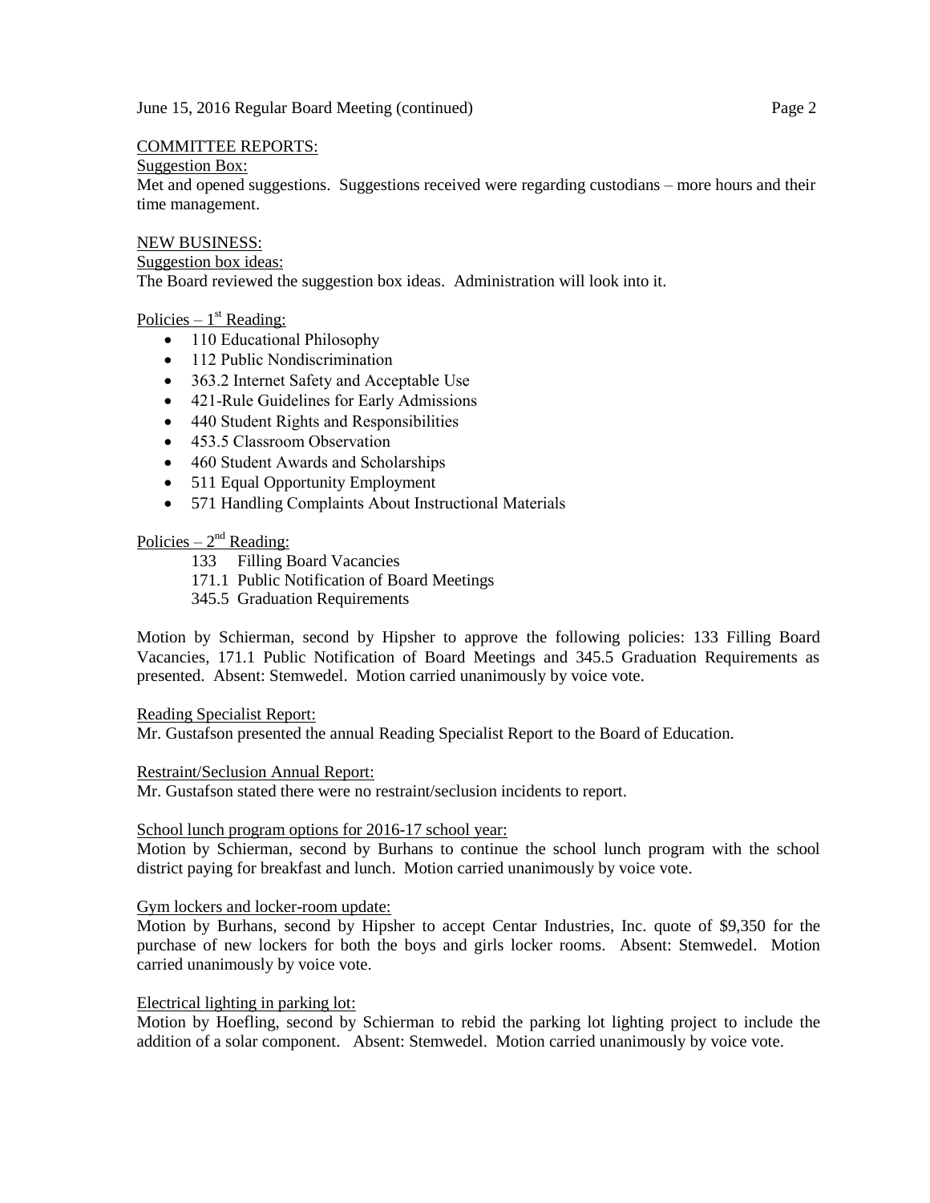COMMITTEE REPORTS:

Suggestion Box:

Met and opened suggestions. Suggestions received were regarding custodians – more hours and their time management.

NEW BUSINESS:

Suggestion box ideas:

The Board reviewed the suggestion box ideas. Administration will look into it.

Policies – 1st Reading:

- 110 Educational Philosophy
- 112 Public Nondiscrimination
- 363.2 Internet Safety and Acceptable Use
- 421-Rule Guidelines for Early Admissions
- 440 Student Rights and Responsibilities
- 453.5 Classroom Observation
- 460 Student Awards and Scholarships
- 511 Equal Opportunity Employment
- 571 Handling Complaints About Instructional Materials

Policies – 2nd Reading:

133 Filling Board Vacancies
171.1 Public Notification of Board Meetings
345.5 Graduation Requirements

Motion by Schierman, second by Hipsher to approve the following policies: 133 Filling Board Vacancies, 171.1 Public Notification of Board Meetings and 345.5 Graduation Requirements as presented. Absent: Stemwedel. Motion carried unanimously by voice vote.

Reading Specialist Report:

Mr. Gustafson presented the annual Reading Specialist Report to the Board of Education.

Restraint/Seclusion Annual Report:

Mr. Gustafson stated there were no restraint/seclusion incidents to report.

School lunch program options for 2016-17 school year:

Motion by Schierman, second by Burhans to continue the school lunch program with the school district paying for breakfast and lunch. Motion carried unanimously by voice vote.

Gym lockers and locker-room update:

Motion by Burhans, second by Hipsher to accept Centar Industries, Inc. quote of $9,350 for the purchase of new lockers for both the boys and girls locker rooms. Absent: Stemwedel. Motion carried unanimously by voice vote.

Electrical lighting in parking lot:

Motion by Hoefling, second by Schierman to rebid the parking lot lighting project to include the addition of a solar component. Absent: Stemwedel. Motion carried unanimously by voice vote.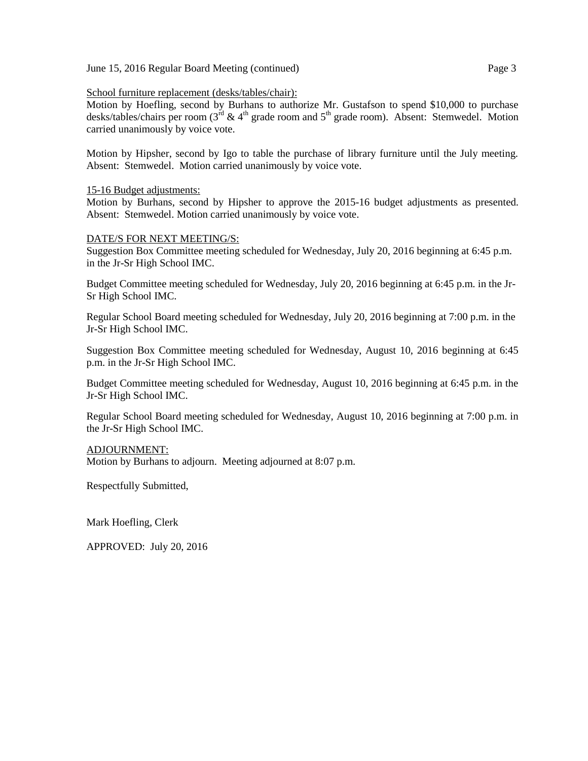School furniture replacement (desks/tables/chair):

Motion by Hoefling, second by Burhans to authorize Mr. Gustafson to spend $10,000 to purchase desks/tables/chairs per room (3rd & 4th grade room and 5th grade room). Absent: Stemwedel. Motion carried unanimously by voice vote.

Motion by Hipsher, second by Igo to table the purchase of library furniture until the July meeting. Absent: Stemwedel. Motion carried unanimously by voice vote.

15-16 Budget adjustments:

Motion by Burhans, second by Hipsher to approve the 2015-16 budget adjustments as presented. Absent: Stemwedel. Motion carried unanimously by voice vote.

DATE/S FOR NEXT MEETING/S:

Suggestion Box Committee meeting scheduled for Wednesday, July 20, 2016 beginning at 6:45 p.m. in the Jr-Sr High School IMC.

Budget Committee meeting scheduled for Wednesday, July 20, 2016 beginning at 6:45 p.m. in the Jr-Sr High School IMC.

Regular School Board meeting scheduled for Wednesday, July 20, 2016 beginning at 7:00 p.m. in the Jr-Sr High School IMC.

Suggestion Box Committee meeting scheduled for Wednesday, August 10, 2016 beginning at 6:45 p.m. in the Jr-Sr High School IMC.

Budget Committee meeting scheduled for Wednesday, August 10, 2016 beginning at 6:45 p.m. in the Jr-Sr High School IMC.

Regular School Board meeting scheduled for Wednesday, August 10, 2016 beginning at 7:00 p.m. in the Jr-Sr High School IMC.

ADJOURNMENT:

Motion by Burhans to adjourn. Meeting adjourned at 8:07 p.m.

Respectfully Submitted,

Mark Hoefling, Clerk

APPROVED: July 20, 2016